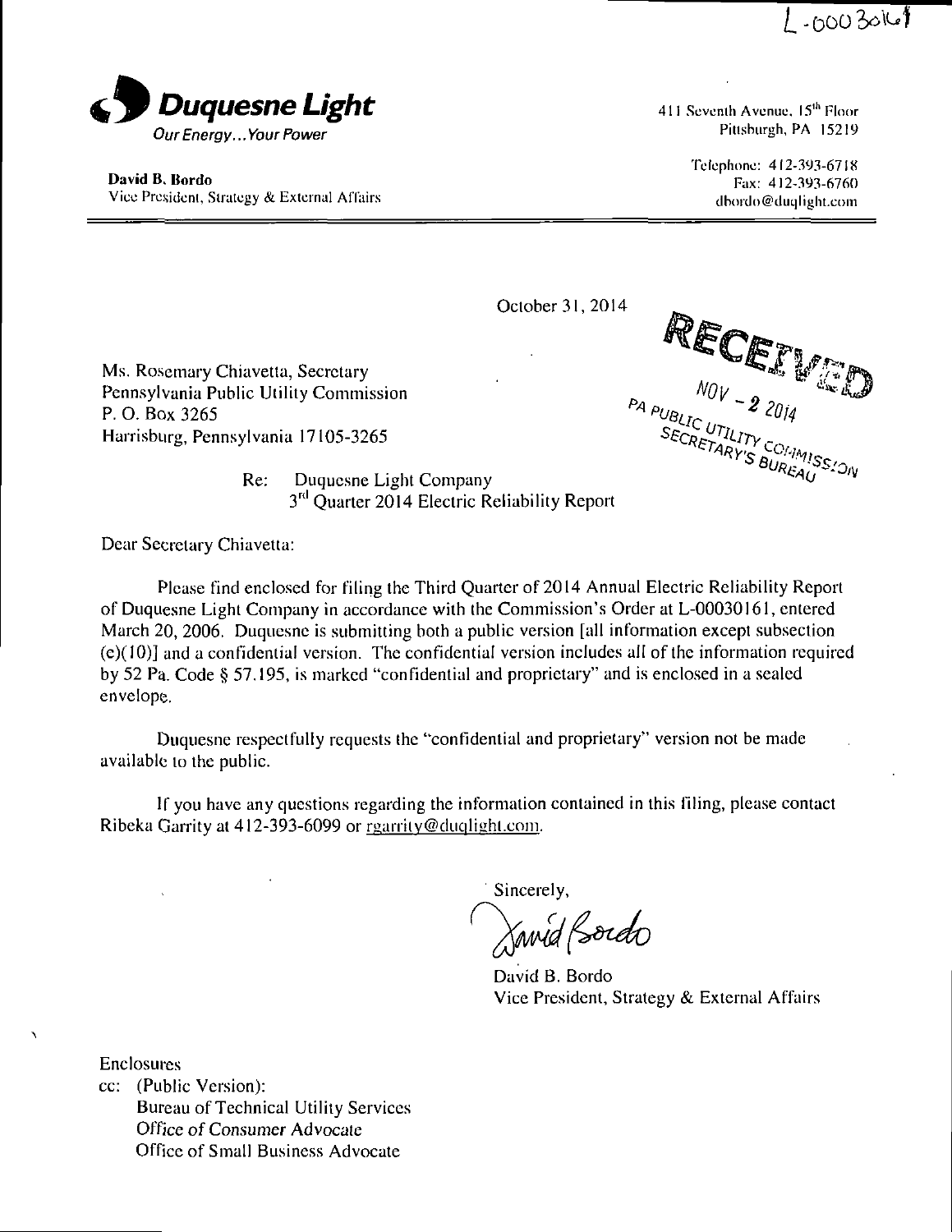L-00030161

**Duquesne Light**
*Our Energy... Your Power*

411 Seventh Avenue, 15th Floor
Pittsburgh, PA 15219

Telephone: 412-393-6718
Fax: 412-393-6760
dbordo@duqlight.com

**David B. Bordo**
Vice President, Strategy & External Affairs

October 31, 2014

RECEIVED
NOV - 2 2014
PA PUBLIC UTILITY COMMISSION
SECRETARY'S BUREAU

Ms. Rosemary Chiavetta, Secretary
Pennsylvania Public Utility Commission
P. O. Box 3265
Harrisburg, Pennsylvania 17105-3265

Re: Duquesne Light Company
3rd Quarter 2014 Electric Reliability Report

Dear Secretary Chiavetta:

Please find enclosed for filing the Third Quarter of 2014 Annual Electric Reliability Report of Duquesne Light Company in accordance with the Commission's Order at L-00030161, entered March 20, 2006. Duquesne is submitting both a public version [all information except subsection (e)(10)] and a confidential version. The confidential version includes all of the information required by 52 Pa. Code § 57.195, is marked "confidential and proprietary" and is enclosed in a sealed envelope.

Duquesne respectfully requests the "confidential and proprietary" version not be made available to the public.

If you have any questions regarding the information contained in this filing, please contact Ribeka Garrity at 412-393-6099 or rgarrity@duqlight.com.

Sincerely,

David B. Bordo
Vice President, Strategy & External Affairs

Enclosures
cc: (Public Version):
Bureau of Technical Utility Services
Office of Consumer Advocate
Office of Small Business Advocate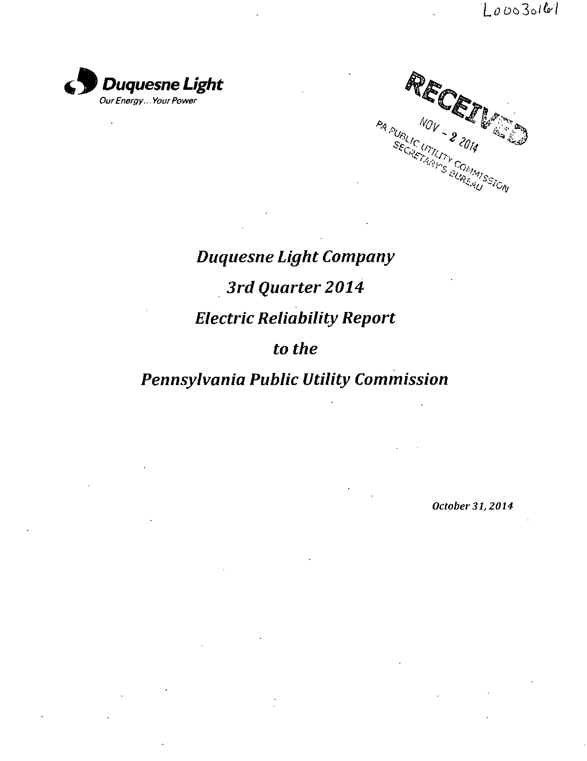L0003O161

**Duquesne Light**

*Our Energy... Your Power*

RECEIVED

NOV - 2 2014

PA PUBLIC UTILITY COMMISSION SECRETARY'S BUREAU

# *Duquesne Light Company*

# *3rd Quarter 2014*

# *Electric Reliability Report*

# *to the*

# *Pennsylvania Public Utility Commission*

*October 31, 2014*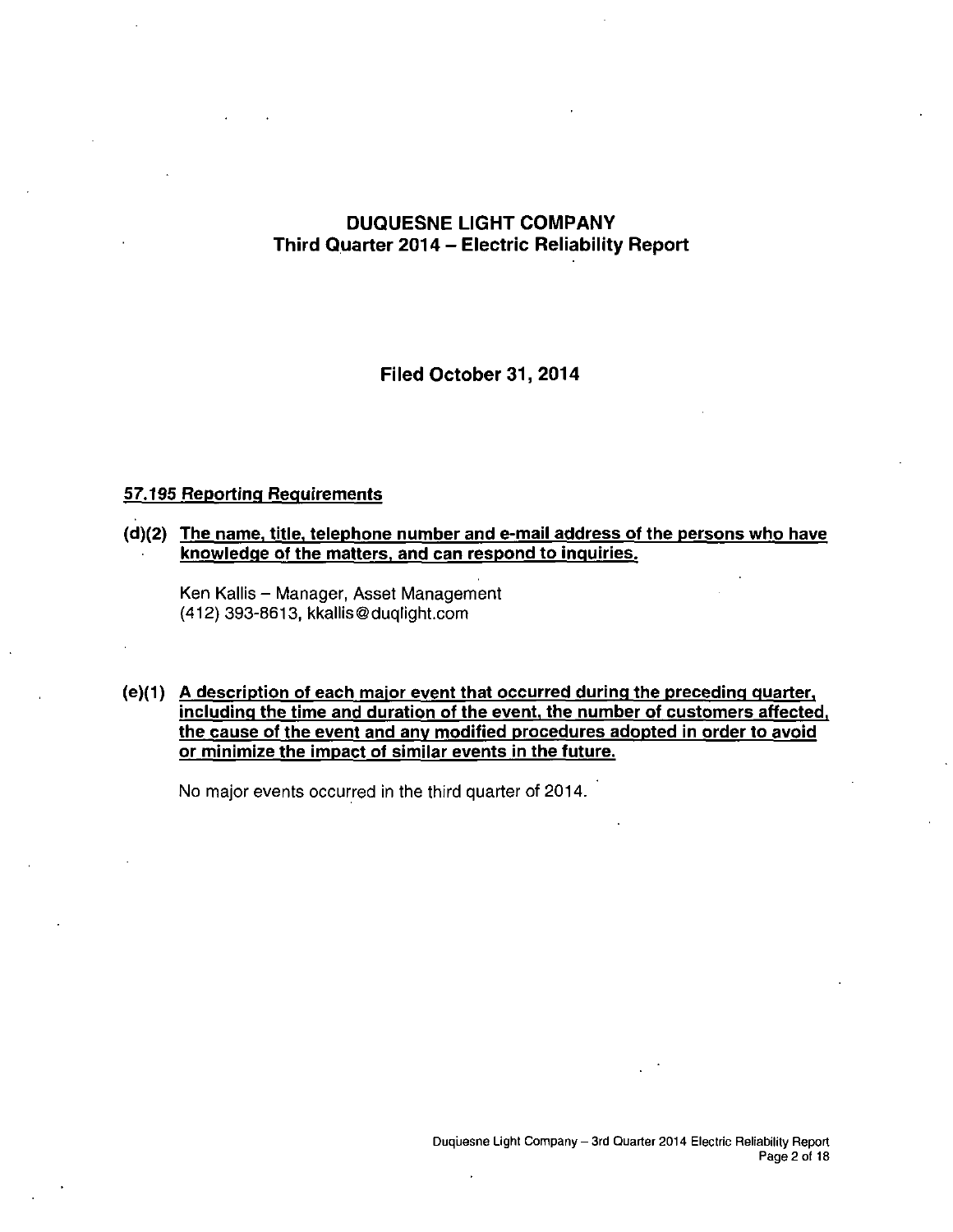# DUQUESNE LIGHT COMPANY
## Third Quarter 2014 – Electric Reliability Report

**Filed October 31, 2014**

### 57.195 Reporting Requirements

**(d)(2) The name, title, telephone number and e-mail address of the persons who have knowledge of the matters, and can respond to inquiries.**

Ken Kallis – Manager, Asset Management
(412) 393-8613, kkallis@duqlight.com

**(e)(1) A description of each major event that occurred during the preceding quarter, including the time and duration of the event, the number of customers affected, the cause of the event and any modified procedures adopted in order to avoid or minimize the impact of similar events in the future.**

No major events occurred in the third quarter of 2014.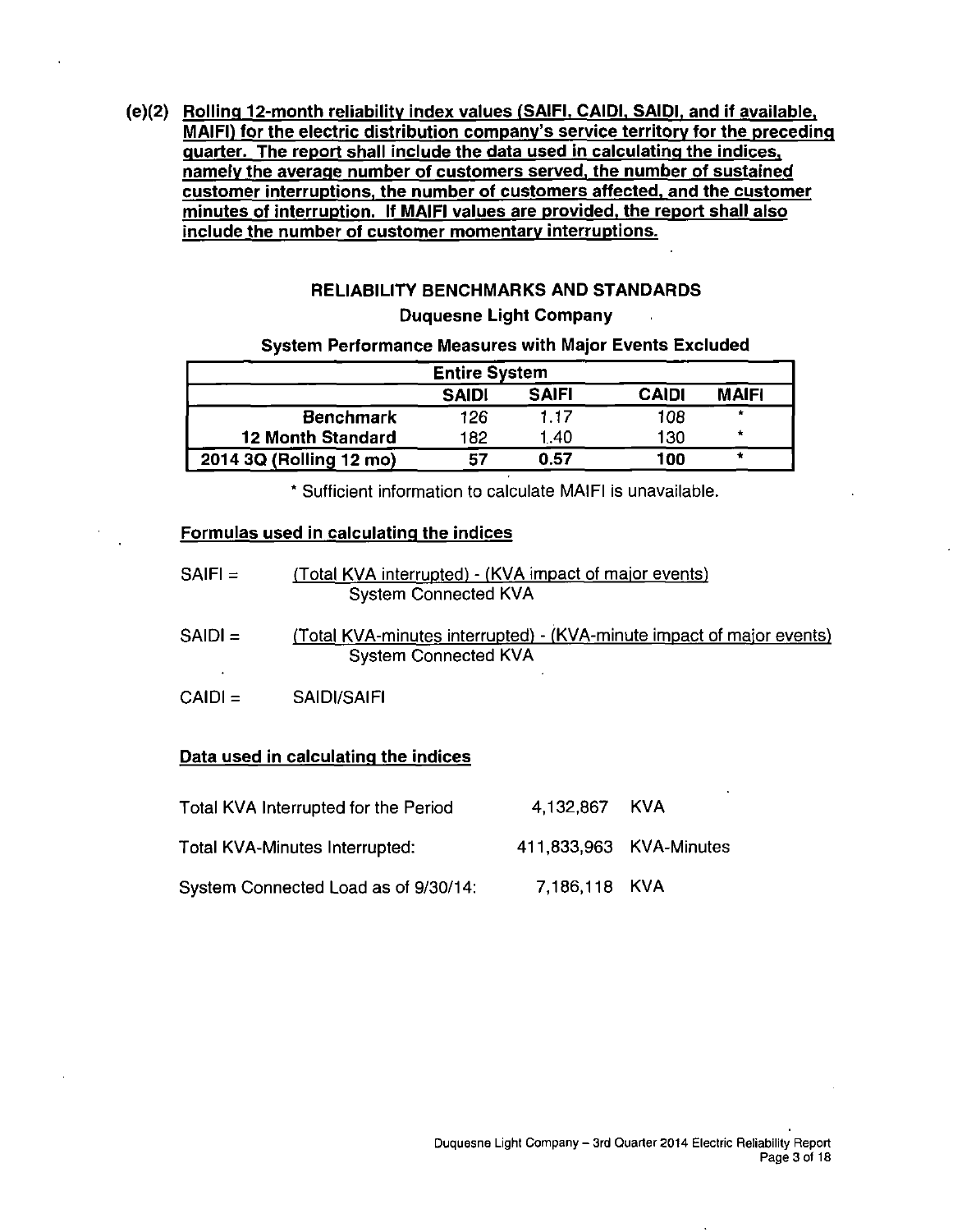**(e)(2) Rolling 12-month reliability index values (SAIFI, CAIDI, SAIDI, and if available, MAIFI) for the electric distribution company's service territory for the preceding quarter. The report shall include the data used in calculating the indices, namely the average number of customers served, the number of sustained customer interruptions, the number of customers affected, and the customer minutes of interruption. If MAIFI values are provided, the report shall also include the number of customer momentary interruptions.**

## RELIABILITY BENCHMARKS AND STANDARDS

### Duquesne Light Company

### System Performance Measures with Major Events Excluded

| Entire System | | | | |
|---|---|---|---|---|
| | SAIDI | SAIFI | CAIDI | MAIFI |
| Benchmark | 126 | 1.17 | 108 | * |
| 12 Month Standard | 182 | 1.40 | 130 | * |
| 2014 3Q (Rolling 12 mo) | 57 | 0.57 | 100 | * |

* Sufficient information to calculate MAIFI is unavailable.

**Formulas used in calculating the indices**

$$\text{SAIFI} = \frac{\text{(Total KVA interrupted) - (KVA impact of major events)}}{\text{System Connected KVA}}$$

$$\text{SAIDI} = \frac{\text{(Total KVA-minutes interrupted) - (KVA-minute impact of major events)}}{\text{System Connected KVA}}$$

$$\text{CAIDI} = \text{SAIDI/SAIFI}$$

**Data used in calculating the indices**

| | | |
|---|---|---|
| Total KVA Interrupted for the Period | 4,132,867 | KVA |
| Total KVA-Minutes Interrupted: | 411,833,963 | KVA-Minutes |
| System Connected Load as of 9/30/14: | 7,186,118 | KVA |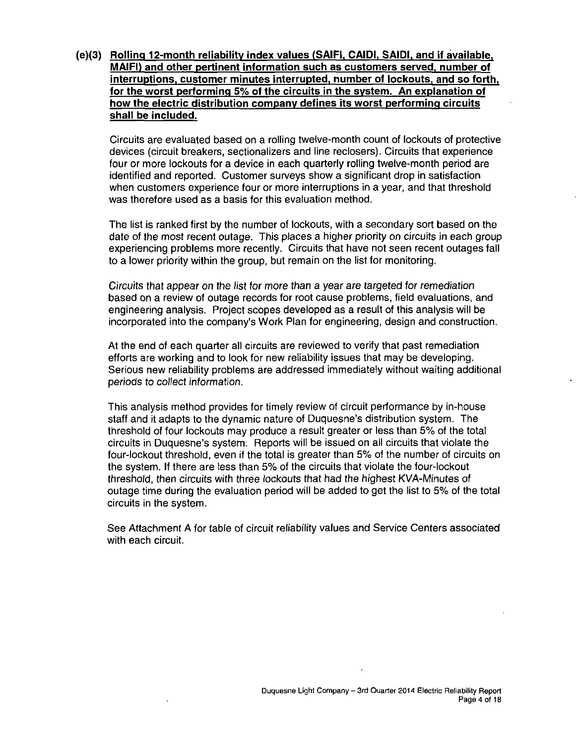**(e)(3) Rolling 12-month reliability index values (SAIFI, CAIDI, SAIDI, and if available, MAIFI) and other pertinent information such as customers served, number of interruptions, customer minutes interrupted, number of lockouts, and so forth, for the worst performing 5% of the circuits in the system. An explanation of how the electric distribution company defines its worst performing circuits shall be included.**

Circuits are evaluated based on a rolling twelve-month count of lockouts of protective devices (circuit breakers, sectionalizers and line reclosers). Circuits that experience four or more lockouts for a device in each quarterly rolling twelve-month period are identified and reported. Customer surveys show a significant drop in satisfaction when customers experience four or more interruptions in a year, and that threshold was therefore used as a basis for this evaluation method.

The list is ranked first by the number of lockouts, with a secondary sort based on the date of the most recent outage. This places a higher priority on circuits in each group experiencing problems more recently. Circuits that have not seen recent outages fall to a lower priority within the group, but remain on the list for monitoring.

Circuits that appear on the list for more than a year are targeted for remediation based on a review of outage records for root cause problems, field evaluations, and engineering analysis. Project scopes developed as a result of this analysis will be incorporated into the company's Work Plan for engineering, design and construction.

At the end of each quarter all circuits are reviewed to verify that past remediation efforts are working and to look for new reliability issues that may be developing. Serious new reliability problems are addressed immediately without waiting additional periods to collect information.

This analysis method provides for timely review of circuit performance by in-house staff and it adapts to the dynamic nature of Duquesne's distribution system. The threshold of four lockouts may produce a result greater or less than 5% of the total circuits in Duquesne's system. Reports will be issued on all circuits that violate the four-lockout threshold, even if the total is greater than 5% of the number of circuits on the system. If there are less than 5% of the circuits that violate the four-lockout threshold, then circuits with three lockouts that had the highest KVA-Minutes of outage time during the evaluation period will be added to get the list to 5% of the total circuits in the system.

See Attachment A for table of circuit reliability values and Service Centers associated with each circuit.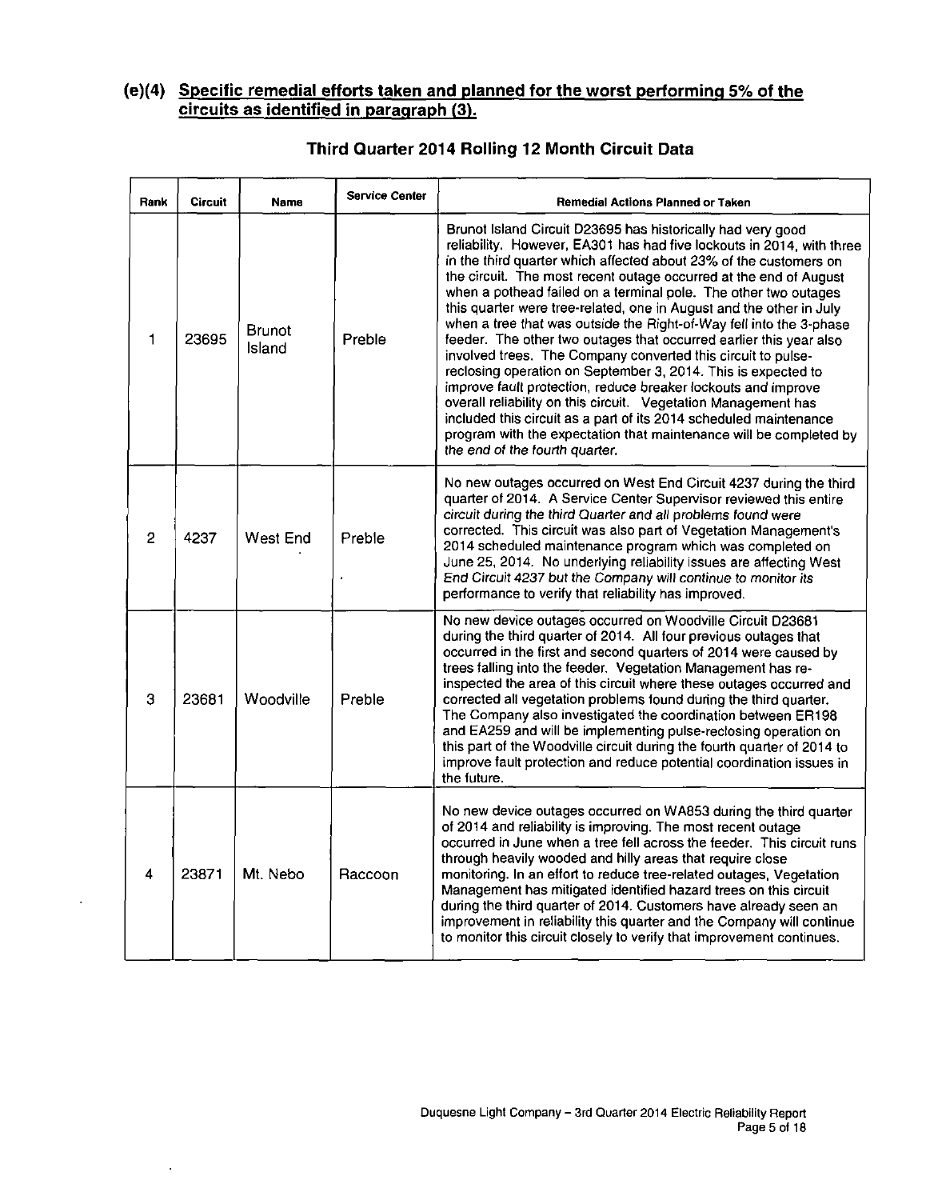## (e)(4) Specific remedial efforts taken and planned for the worst performing 5% of the circuits as identified in paragraph (3).

### Third Quarter 2014 Rolling 12 Month Circuit Data

| Rank | Circuit | Name | Service Center | Remedial Actions Planned or Taken |
|---|---|---|---|---|
| 1 | 23695 | Brunot Island | Preble | Brunot Island Circuit D23695 has historically had very good reliability. However, EA301 has had five lockouts in 2014, with three in the third quarter which affected about 23% of the customers on the circuit. The most recent outage occurred at the end of August when a pothead failed on a terminal pole. The other two outages this quarter were tree-related, one in August and the other in July when a tree that was outside the Right-of-Way fell into the 3-phase feeder. The other two outages that occurred earlier this year also involved trees. The Company converted this circuit to pulse-reclosing operation on September 3, 2014. This is expected to improve fault protection, reduce breaker lockouts and improve overall reliability on this circuit. Vegetation Management has included this circuit as a part of its 2014 scheduled maintenance program with the expectation that maintenance will be completed by the end of the fourth quarter. |
| 2 | 4237 | West End | Preble | No new outages occurred on West End Circuit 4237 during the third quarter of 2014. A Service Center Supervisor reviewed this entire circuit during the third Quarter and all problems found were corrected. This circuit was also part of Vegetation Management's 2014 scheduled maintenance program which was completed on June 25, 2014. No underlying reliability issues are affecting West End Circuit 4237 but the Company will continue to monitor its performance to verify that reliability has improved. |
| 3 | 23681 | Woodville | Preble | No new device outages occurred on Woodville Circuit D23681 during the third quarter of 2014. All four previous outages that occurred in the first and second quarters of 2014 were caused by trees falling into the feeder. Vegetation Management has re-inspected the area of this circuit where these outages occurred and corrected all vegetation problems found during the third quarter. The Company also investigated the coordination between ER198 and EA259 and will be implementing pulse-reclosing operation on this part of the Woodville circuit during the fourth quarter of 2014 to improve fault protection and reduce potential coordination issues in the future. |
| 4 | 23871 | Mt. Nebo | Raccoon | No new device outages occurred on WA853 during the third quarter of 2014 and reliability is improving. The most recent outage occurred in June when a tree fell across the feeder. This circuit runs through heavily wooded and hilly areas that require close monitoring. In an effort to reduce tree-related outages, Vegetation Management has mitigated identified hazard trees on this circuit during the third quarter of 2014. Customers have already seen an improvement in reliability this quarter and the Company will continue to monitor this circuit closely to verify that improvement continues. |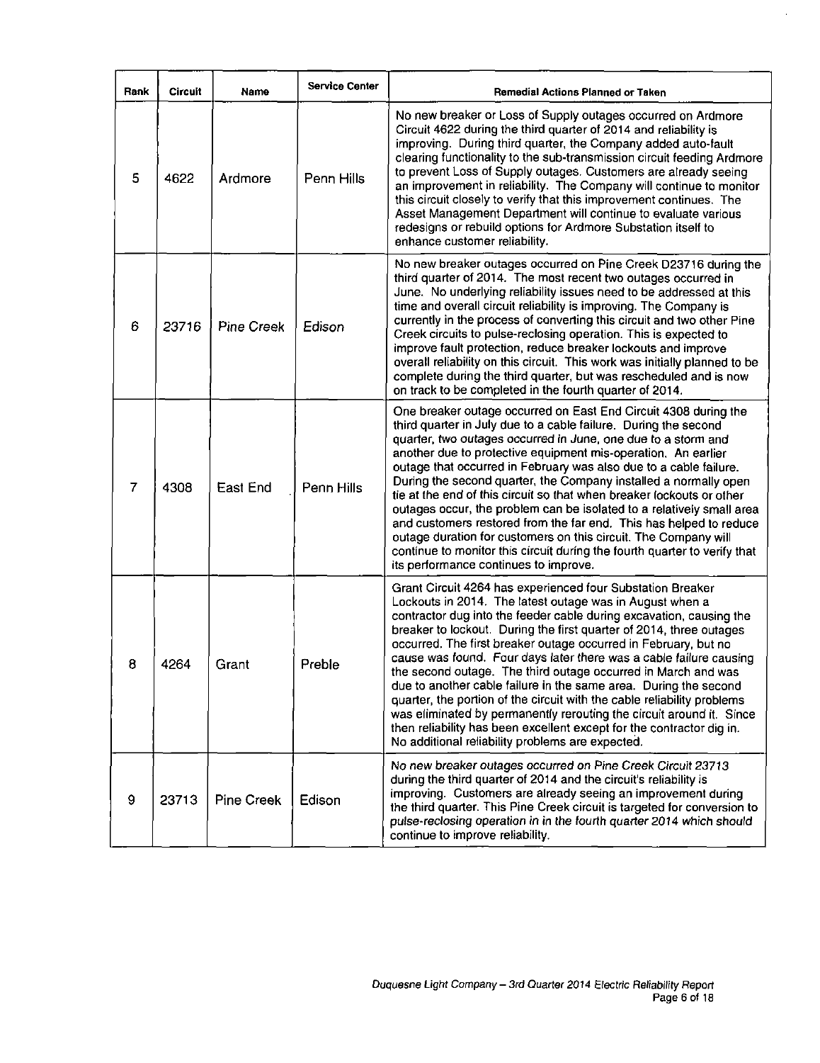| Rank | Circuit | Name | Service Center | Remedial Actions Planned or Taken |
|---|---|---|---|---|
| 5 | 4622 | Ardmore | Penn Hills | No new breaker or Loss of Supply outages occurred on Ardmore Circuit 4622 during the third quarter of 2014 and reliability is improving. During third quarter, the Company added auto-fault clearing functionality to the sub-transmission circuit feeding Ardmore to prevent Loss of Supply outages. Customers are already seeing an improvement in reliability. The Company will continue to monitor this circuit closely to verify that this improvement continues. The Asset Management Department will continue to evaluate various redesigns or rebuild options for Ardmore Substation itself to enhance customer reliability. |
| 6 | 23716 | Pine Creek | Edison | No new breaker outages occurred on Pine Creek D23716 during the third quarter of 2014. The most recent two outages occurred in June. No underlying reliability issues need to be addressed at this time and overall circuit reliability is improving. The Company is currently in the process of converting this circuit and two other Pine Creek circuits to pulse-reclosing operation. This is expected to improve fault protection, reduce breaker lockouts and improve overall reliability on this circuit. This work was initially planned to be complete during the third quarter, but was rescheduled and is now on track to be completed in the fourth quarter of 2014. |
| 7 | 4308 | East End | Penn Hills | One breaker outage occurred on East End Circuit 4308 during the third quarter in July due to a cable failure. During the second quarter, two outages occurred in June, one due to a storm and another due to protective equipment mis-operation. An earlier outage that occurred in February was also due to a cable failure. During the second quarter, the Company installed a normally open tie at the end of this circuit so that when breaker lockouts or other outages occur, the problem can be isolated to a relatively small area and customers restored from the far end. This has helped to reduce outage duration for customers on this circuit. The Company will continue to monitor this circuit during the fourth quarter to verify that its performance continues to improve. |
| 8 | 4264 | Grant | Preble | Grant Circuit 4264 has experienced four Substation Breaker Lockouts in 2014. The latest outage was in August when a contractor dug into the feeder cable during excavation, causing the breaker to lockout. During the first quarter of 2014, three outages occurred. The first breaker outage occurred in February, but no cause was found. Four days later there was a cable failure causing the second outage. The third outage occurred in March and was due to another cable failure in the same area. During the second quarter, the portion of the circuit with the cable reliability problems was eliminated by permanently rerouting the circuit around it. Since then reliability has been excellent except for the contractor dig in. No additional reliability problems are expected. |
| 9 | 23713 | Pine Creek | Edison | No new breaker outages occurred on Pine Creek Circuit 23713 during the third quarter of 2014 and the circuit's reliability is improving. Customers are already seeing an improvement during the third quarter. This Pine Creek circuit is targeted for conversion to pulse-reclosing operation in in the fourth quarter 2014 which should continue to improve reliability. |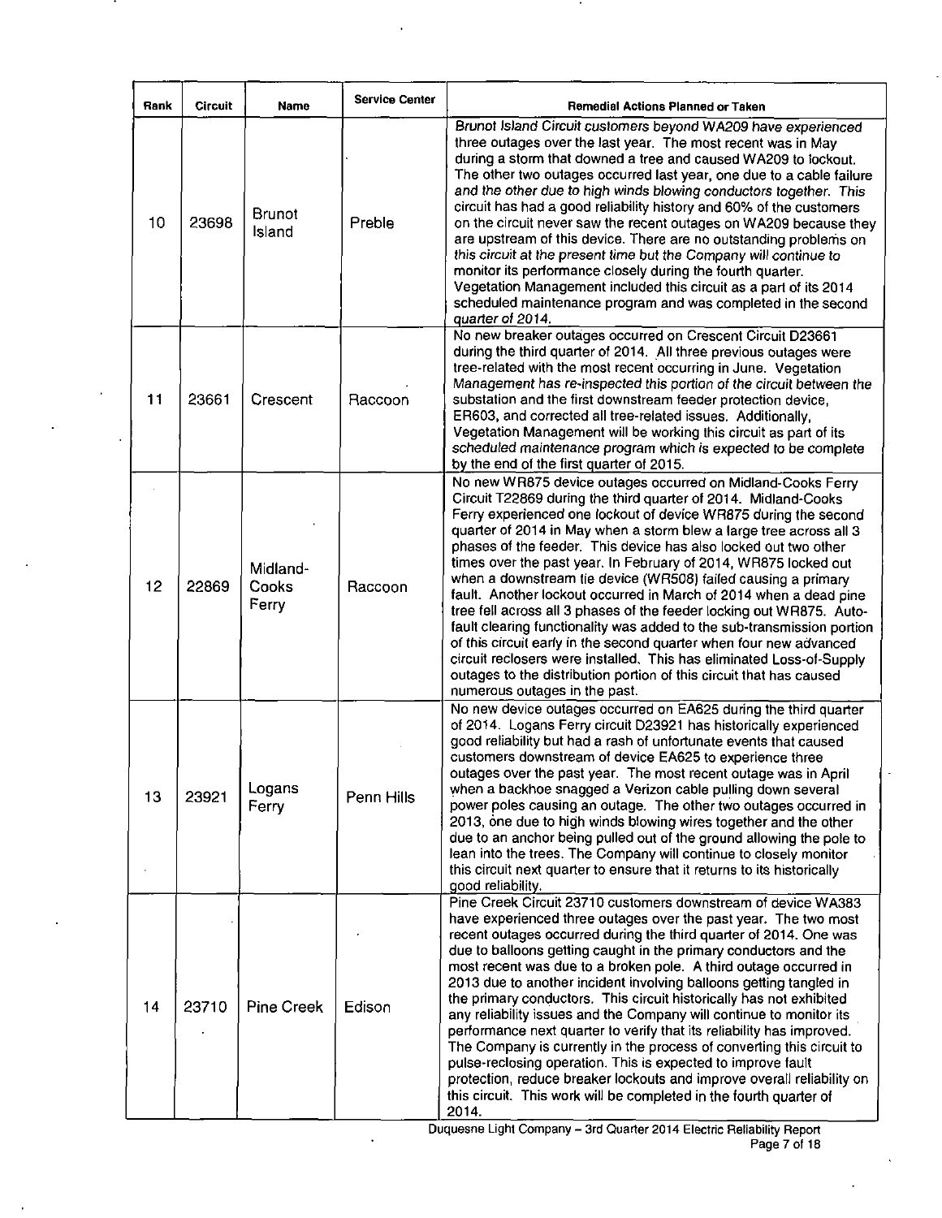| Rank | Circuit | Name | Service Center | Remedial Actions Planned or Taken |
|---|---|---|---|---|
| 10 | 23698 | Brunot Island | Preble | Brunot Island Circuit customers beyond WA209 have experienced three outages over the last year. The most recent was in May during a storm that downed a tree and caused WA209 to lockout. The other two outages occurred last year, one due to a cable failure and the other due to high winds blowing conductors together. This circuit has had a good reliability history and 60% of the customers on the circuit never saw the recent outages on WA209 because they are upstream of this device. There are no outstanding problems on this circuit at the present time but the Company will continue to monitor its performance closely during the fourth quarter. Vegetation Management included this circuit as a part of its 2014 scheduled maintenance program and was completed in the second quarter of 2014. |
| 11 | 23661 | Crescent | Raccoon | No new breaker outages occurred on Crescent Circuit D23661 during the third quarter of 2014. All three previous outages were tree-related with the most recent occurring in June. Vegetation Management has re-inspected this portion of the circuit between the substation and the first downstream feeder protection device, ER603, and corrected all tree-related issues. Additionally, Vegetation Management will be working this circuit as part of its scheduled maintenance program which is expected to be complete by the end of the first quarter of 2015. |
| 12 | 22869 | Midland-Cooks Ferry | Raccoon | No new WR875 device outages occurred on Midland-Cooks Ferry Circuit T22869 during the third quarter of 2014. Midland-Cooks Ferry experienced one lockout of device WR875 during the second quarter of 2014 in May when a storm blew a large tree across all 3 phases of the feeder. This device has also locked out two other times over the past year. In February of 2014, WR875 locked out when a downstream tie device (WR508) failed causing a primary fault. Another lockout occurred in March of 2014 when a dead pine tree fell across all 3 phases of the feeder locking out WR875. Auto-fault clearing functionality was added to the sub-transmission portion of this circuit early in the second quarter when four new advanced circuit reclosers were installed. This has eliminated Loss-of-Supply outages to the distribution portion of this circuit that has caused numerous outages in the past. |
| 13 | 23921 | Logans Ferry | Penn Hills | No new device outages occurred on EA625 during the third quarter of 2014. Logans Ferry circuit D23921 has historically experienced good reliability but had a rash of unfortunate events that caused customers downstream of device EA625 to experience three outages over the past year. The most recent outage was in April when a backhoe snagged a Verizon cable pulling down several power poles causing an outage. The other two outages occurred in 2013, one due to high winds blowing wires together and the other due to an anchor being pulled out of the ground allowing the pole to lean into the trees. The Company will continue to closely monitor this circuit next quarter to ensure that it returns to its historically good reliability. |
| 14 | 23710 | Pine Creek | Edison | Pine Creek Circuit 23710 customers downstream of device WA383 have experienced three outages over the past year. The two most recent outages occurred during the third quarter of 2014. One was due to balloons getting caught in the primary conductors and the most recent was due to a broken pole. A third outage occurred in 2013 due to another incident involving balloons getting tangled in the primary conductors. This circuit historically has not exhibited any reliability issues and the Company will continue to monitor its performance next quarter to verify that its reliability has improved. The Company is currently in the process of converting this circuit to pulse-reclosing operation. This is expected to improve fault protection, reduce breaker lockouts and improve overall reliability on this circuit. This work will be completed in the fourth quarter of 2014. |

Duquesne Light Company – 3rd Quarter 2014 Electric Reliability Report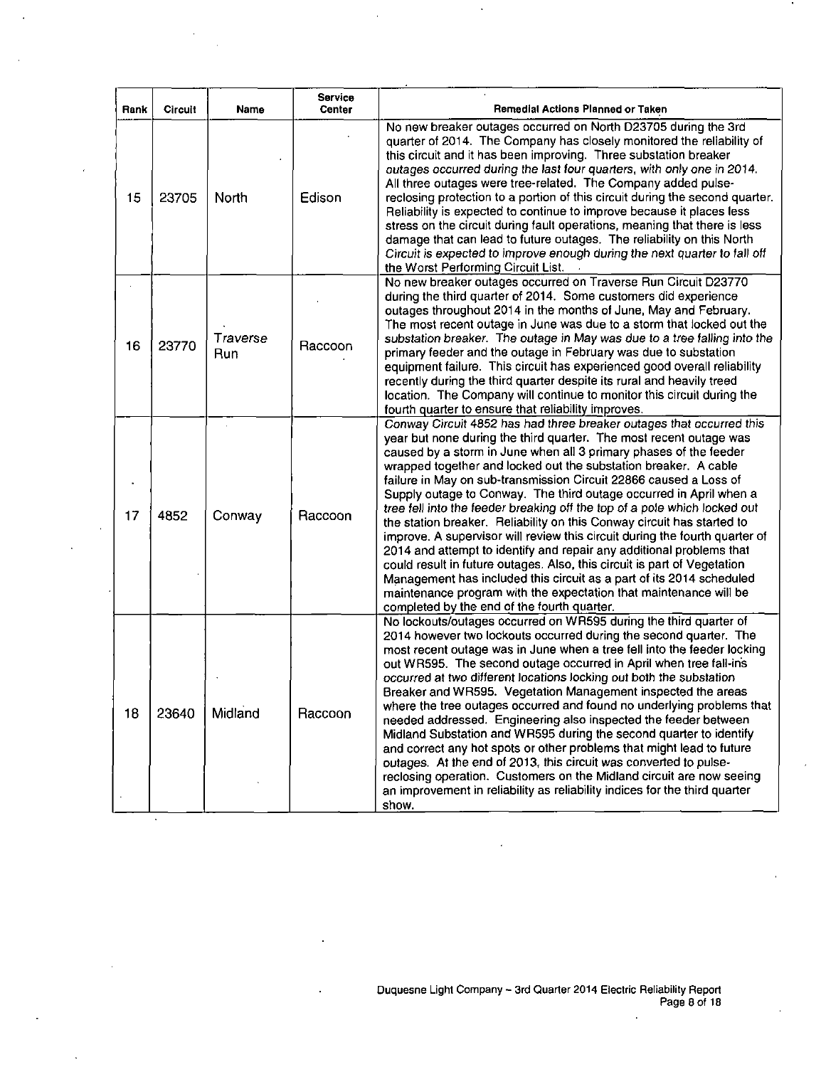| Rank | Circuit | Name | Service Center | Remedial Actions Planned or Taken |
|---|---|---|---|---|
| 15 | 23705 | North | Edison | No new breaker outages occurred on North D23705 during the 3rd quarter of 2014. The Company has closely monitored the reliability of this circuit and it has been improving. Three substation breaker outages occurred during the last four quarters, with only one in 2014. All three outages were tree-related. The Company added pulse-reclosing protection to a portion of this circuit during the second quarter. Reliability is expected to continue to improve because it places less stress on the circuit during fault operations, meaning that there is less damage that can lead to future outages. The reliability on this North Circuit is expected to improve enough during the next quarter to fall off the Worst Performing Circuit List. |
| 16 | 23770 | Traverse Run | Raccoon | No new breaker outages occurred on Traverse Run Circuit D23770 during the third quarter of 2014. Some customers did experience outages throughout 2014 in the months of June, May and February. The most recent outage in June was due to a storm that locked out the substation breaker. The outage in May was due to a tree falling into the primary feeder and the outage in February was due to substation equipment failure. This circuit has experienced good overall reliability recently during the third quarter despite its rural and heavily treed location. The Company will continue to monitor this circuit during the fourth quarter to ensure that reliability improves. |
| 17 | 4852 | Conway | Raccoon | Conway Circuit 4852 has had three breaker outages that occurred this year but none during the third quarter. The most recent outage was caused by a storm in June when all 3 primary phases of the feeder wrapped together and locked out the substation breaker. A cable failure in May on sub-transmission Circuit 22866 caused a Loss of Supply outage to Conway. The third outage occurred in April when a tree fell into the feeder breaking off the top of a pole which locked out the station breaker. Reliability on this Conway circuit has started to improve. A supervisor will review this circuit during the fourth quarter of 2014 and attempt to identify and repair any additional problems that could result in future outages. Also, this circuit is part of Vegetation Management has included this circuit as a part of its 2014 scheduled maintenance program with the expectation that maintenance will be completed by the end of the fourth quarter. |
| 18 | 23640 | Midland | Raccoon | No lockouts/outages occurred on WR595 during the third quarter of 2014 however two lockouts occurred during the second quarter. The most recent outage was in June when a tree fell into the feeder locking out WR595. The second outage occurred in April when tree fall-ins occurred at two different locations locking out both the substation Breaker and WR595. Vegetation Management inspected the areas where the tree outages occurred and found no underlying problems that needed addressed. Engineering also inspected the feeder between Midland Substation and WR595 during the second quarter to identify and correct any hot spots or other problems that might lead to future outages. At the end of 2013, this circuit was converted to pulse-reclosing operation. Customers on the Midland circuit are now seeing an improvement in reliability as reliability indices for the third quarter show. |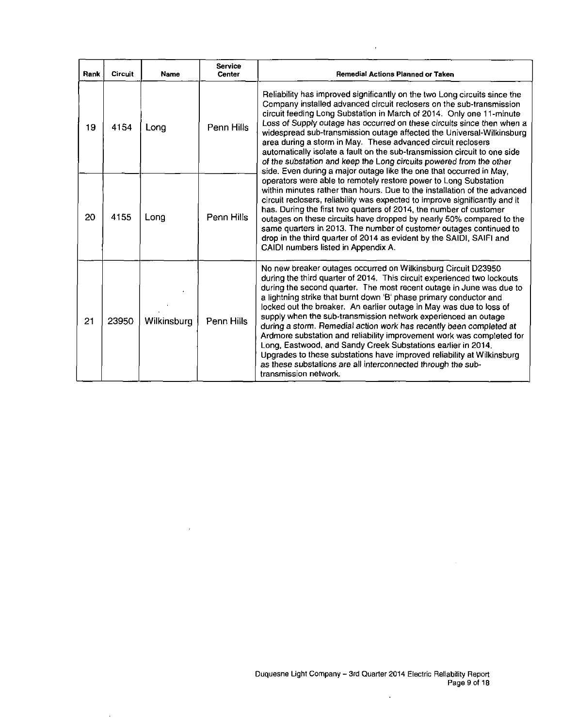| Rank | Circuit | Name | Service Center | Remedial Actions Planned or Taken |
|---|---|---|---|---|
| 19 | 4154 | Long | Penn Hills | Reliability has improved significantly on the two Long circuits since the Company installed advanced circuit reclosers on the sub-transmission circuit feeding Long Substation in March of 2014. Only one 11-minute Loss of Supply outage has occurred on these circuits since then when a widespread sub-transmission outage affected the Universal-Wilkinsburg area during a storm in May. These advanced circuit reclosers automatically isolate a fault on the sub-transmission circuit to one side of the substation and keep the Long circuits powered from the other side. Even during a major outage like the one that occurred in May, operators were able to remotely restore power to Long Substation within minutes rather than hours. Due to the installation of the advanced circuit reclosers, reliability was expected to improve significantly and it has. During the first two quarters of 2014, the number of customer outages on these circuits have dropped by nearly 50% compared to the same quarters in 2013. The number of customer outages continued to drop in the third quarter of 2014 as evident by the SAIDI, SAIFI and CAIDI numbers listed in Appendix A. |
| 20 | 4155 | Long | Penn Hills | |
| 21 | 23950 | Wilkinsburg | Penn Hills | No new breaker outages occurred on Wilkinsburg Circuit D23950 during the third quarter of 2014. This circuit experienced two lockouts during the second quarter. The most recent outage in June was due to a lightning strike that burnt down 'B' phase primary conductor and locked out the breaker. An earlier outage in May was due to loss of supply when the sub-transmission network experienced an outage during a storm. Remedial action work has recently been completed at Ardmore substation and reliability improvement work was completed for Long, Eastwood, and Sandy Creek Substations earlier in 2014. Upgrades to these substations have improved reliability at Wilkinsburg as these substations are all interconnected through the sub-transmission network. |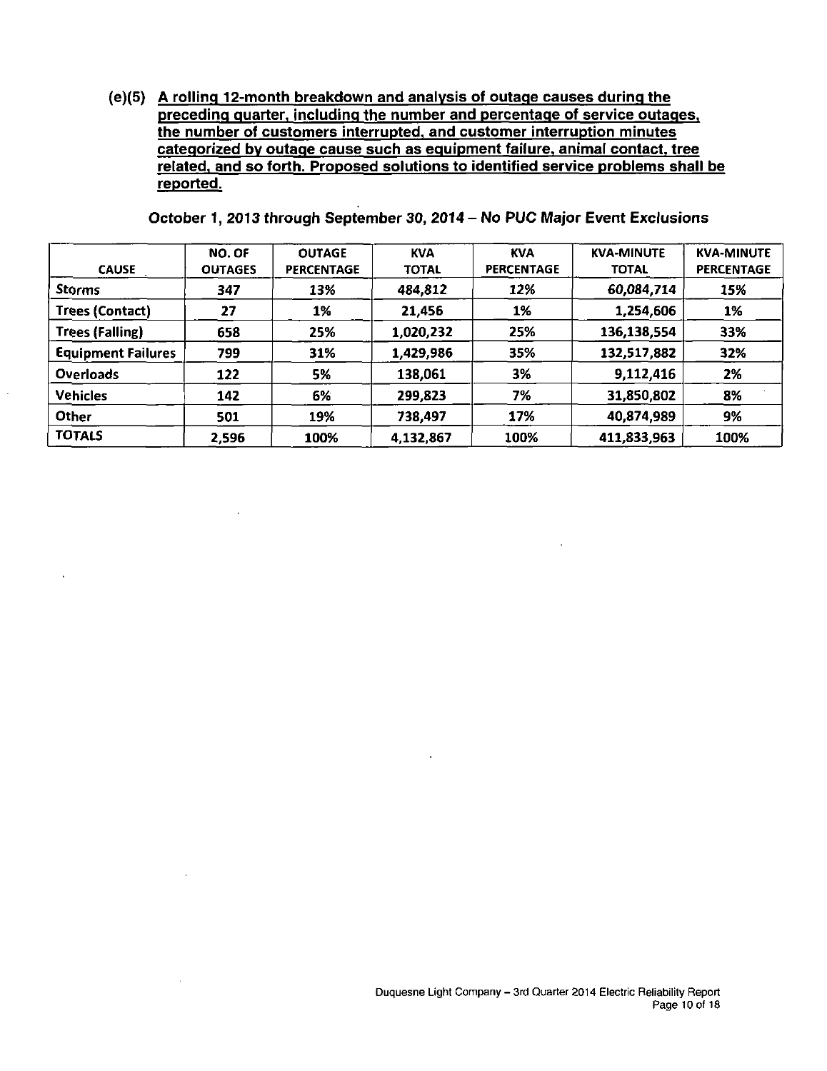**(e)(5) A rolling 12-month breakdown and analysis of outage causes during the preceding quarter, including the number and percentage of service outages, the number of customers interrupted, and customer interruption minutes categorized by outage cause such as equipment failure, animal contact, tree related, and so forth. Proposed solutions to identified service problems shall be reported.**

**October 1, 2013 through September 30, 2014 – No PUC Major Event Exclusions**

| CAUSE | NO. OF OUTAGES | OUTAGE PERCENTAGE | KVA TOTAL | KVA PERCENTAGE | KVA-MINUTE TOTAL | KVA-MINUTE PERCENTAGE |
|---|---|---|---|---|---|---|
| *Storms* | *347* | *13%* | *484,812* | *12%* | *60,084,714* | *15%* |
| Trees (Contact) | 27 | 1% | 21,456 | 1% | 1,254,606 | 1% |
| Trees (Falling) | 658 | 25% | 1,020,232 | 25% | 136,138,554 | 33% |
| Equipment Failures | 799 | 31% | 1,429,986 | 35% | 132,517,882 | 32% |
| Overloads | 122 | 5% | 138,061 | 3% | 9,112,416 | 2% |
| Vehicles | 142 | 6% | 299,823 | 7% | 31,850,802 | 8% |
| Other | 501 | 19% | 738,497 | 17% | 40,874,989 | 9% |
| **TOTALS** | **2,596** | **100%** | **4,132,867** | **100%** | **411,833,963** | **100%** |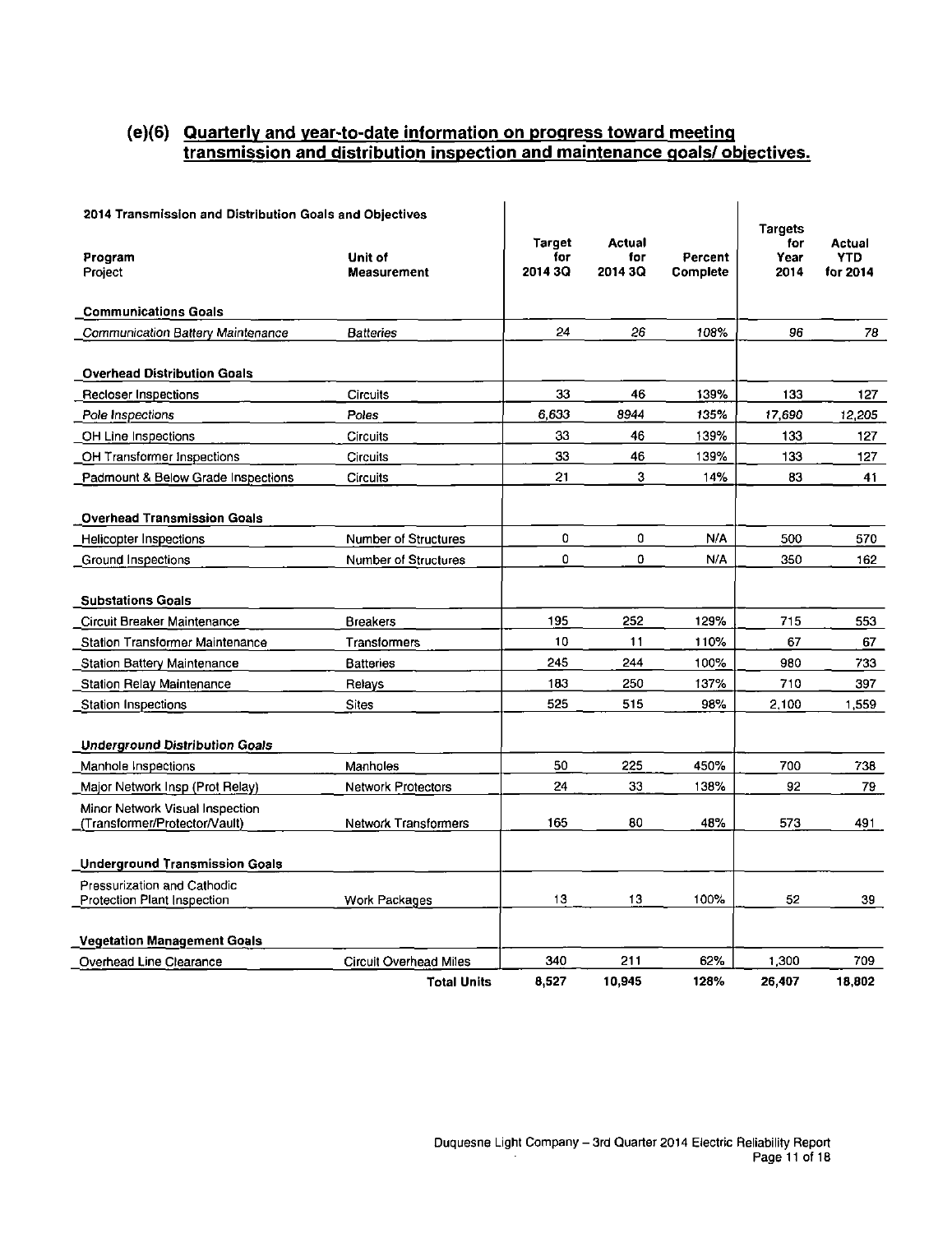## (e)(6) Quarterly and year-to-date information on progress toward meeting transmission and distribution inspection and maintenance goals/ objectives.

| 2014 Transmission and Distribution Goals and Objectives<br>Program<br>Project | Unit of Measurement | Target for 2014 3Q | Actual for 2014 3Q | Percent Complete | Targets for Year 2014 | Actual YTD for 2014 |
|---|---|---|---|---|---|---|
| **Communications Goals** | | | | | | |
| *Communication Battery Maintenance* | *Batteries* | *24* | *26* | *108%* | *96* | *78* |
| **Overhead Distribution Goals** | | | | | | |
| Recloser Inspections | Circuits | 33 | 46 | 139% | 133 | 127 |
| *Pole Inspections* | *Poles* | *6,633* | *8944* | *135%* | *17,690* | *12,205* |
| OH Line Inspections | Circuits | 33 | 46 | 139% | 133 | 127 |
| OH Transformer Inspections | Circuits | 33 | 46 | 139% | 133 | 127 |
| Padmount & Below Grade Inspections | Circuits | 21 | 3 | 14% | 83 | 41 |
| **Overhead Transmission Goals** | | | | | | |
| Helicopter Inspections | Number of Structures | 0 | 0 | N/A | 500 | 570 |
| Ground Inspections | Number of Structures | 0 | 0 | N/A | 350 | 162 |
| **Substations Goals** | | | | | | |
| Circuit Breaker Maintenance | Breakers | 195 | 252 | 129% | 715 | 553 |
| Station Transformer Maintenance | Transformers | 10 | 11 | 110% | 67 | 67 |
| Station Battery Maintenance | Batteries | 245 | 244 | 100% | 980 | 733 |
| Station Relay Maintenance | Relays | 183 | 250 | 137% | 710 | 397 |
| Station Inspections | Sites | 525 | 515 | 98% | 2,100 | 1,559 |
| ***Underground Distribution Goals*** | | | | | | |
| Manhole Inspections | Manholes | 50 | 225 | 450% | 700 | 738 |
| Major Network Insp (Prot Relay) | Network Protectors | 24 | 33 | 138% | 92 | 79 |
| Minor Network Visual Inspection (Transformer/Protector/Vault) | Network Transformers | 165 | 80 | 48% | 573 | 491 |
| **Underground Transmission Goals** | | | | | | |
| Pressurization and Cathodic Protection Plant Inspection | Work Packages | 13 | 13 | 100% | 52 | 39 |
| **Vegetation Management Goals** | | | | | | |
| Overhead Line Clearance | Circuit Overhead Miles | 340 | 211 | 62% | 1,300 | 709 |
| | **Total Units** | **8,527** | **10,945** | **128%** | **26,407** | **18,802** |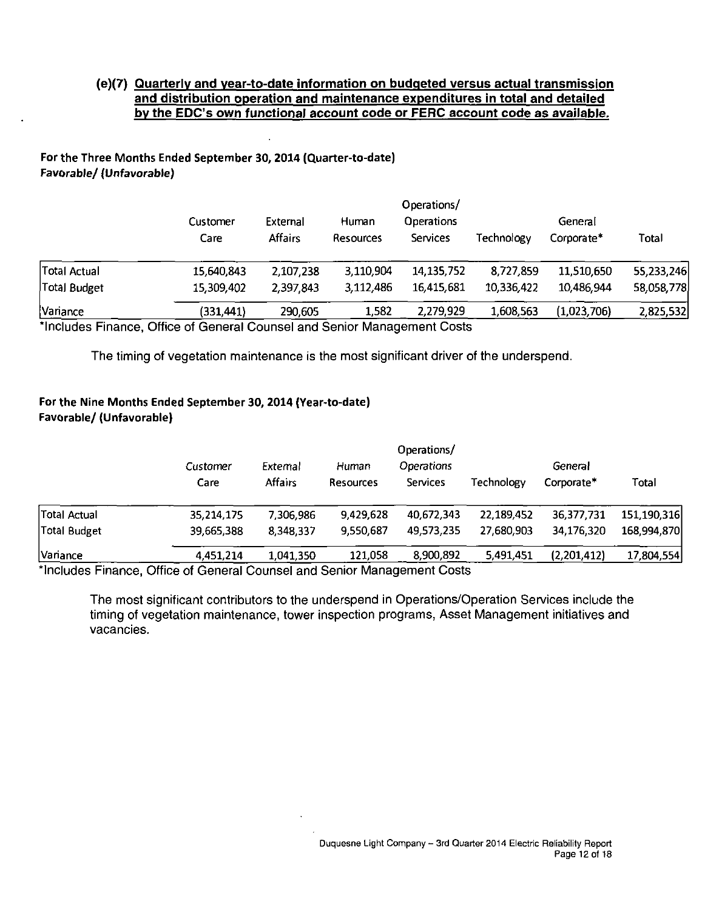### (e)(7) Quarterly and year-to-date information on budgeted versus actual transmission and distribution operation and maintenance expenditures in total and detailed by the EDC's own functional account code or FERC account code as available.

**For the Three Months Ended September 30, 2014 (Quarter-to-date)**
**Favorable/ (Unfavorable)**

| | Customer Care | External Affairs | Human Resources | Operations/ Operations Services | Technology | General Corporate* | Total |
|---|---|---|---|---|---|---|---|
| Total Actual | 15,640,843 | 2,107,238 | 3,110,904 | 14,135,752 | 8,727,859 | 11,510,650 | 55,233,246 |
| Total Budget | 15,309,402 | 2,397,843 | 3,112,486 | 16,415,681 | 10,336,422 | 10,486,944 | 58,058,778 |
| Variance | (331,441) | 290,605 | 1,582 | 2,279,929 | 1,608,563 | (1,023,706) | 2,825,532 |

*Includes Finance, Office of General Counsel and Senior Management Costs

The timing of vegetation maintenance is the most significant driver of the underspend.

**For the Nine Months Ended September 30, 2014 (Year-to-date)**
**Favorable/ (Unfavorable)**

| | Customer Care | External Affairs | Human Resources | Operations/ Operations Services | Technology | General Corporate* | Total |
|---|---|---|---|---|---|---|---|
| Total Actual | 35,214,175 | 7,306,986 | 9,429,628 | 40,672,343 | 22,189,452 | 36,377,731 | 151,190,316 |
| Total Budget | 39,665,388 | 8,348,337 | 9,550,687 | 49,573,235 | 27,680,903 | 34,176,320 | 168,994,870 |
| Variance | 4,451,214 | 1,041,350 | 121,058 | 8,900,892 | 5,491,451 | (2,201,412) | 17,804,554 |

*Includes Finance, Office of General Counsel and Senior Management Costs

The most significant contributors to the underspend in Operations/Operation Services include the timing of vegetation maintenance, tower inspection programs, Asset Management initiatives and vacancies.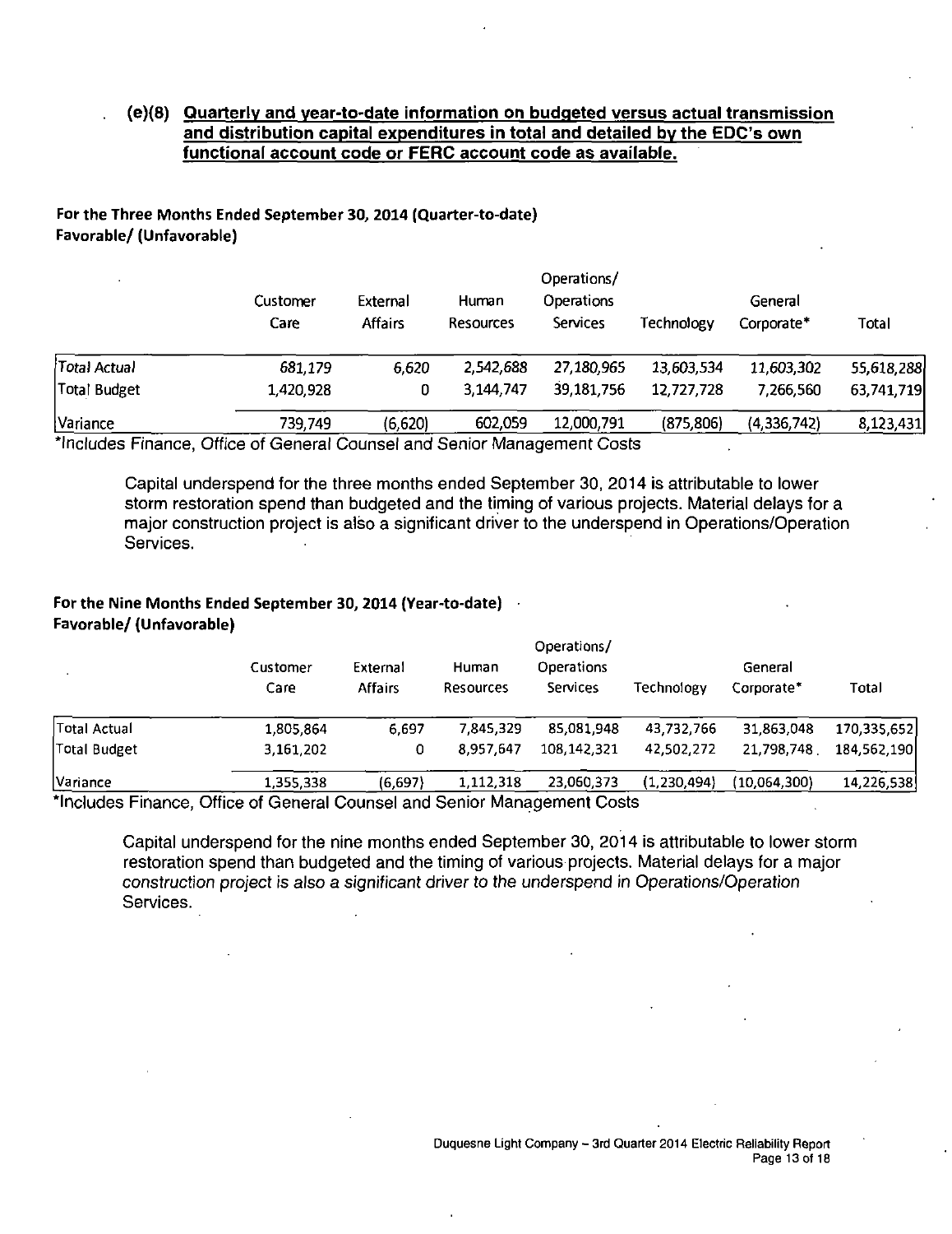## (e)(8) Quarterly and year-to-date information on budgeted versus actual transmission and distribution capital expenditures in total and detailed by the EDC's own functional account code or FERC account code as available.

**For the Three Months Ended September 30, 2014 (Quarter-to-date)**
**Favorable/ (Unfavorable)**

| | Customer Care | External Affairs | Human Resources | Operations/ Operations Services | Technology | General Corporate* | Total |
|---|---|---|---|---|---|---|---|
| Total Actual | 681,179 | 6,620 | 2,542,688 | 27,180,965 | 13,603,534 | 11,603,302 | 55,618,288 |
| Total Budget | 1,420,928 | 0 | 3,144,747 | 39,181,756 | 12,727,728 | 7,266,560 | 63,741,719 |
| Variance | 739,749 | (6,620) | 602,059 | 12,000,791 | (875,806) | (4,336,742) | 8,123,431 |

*Includes Finance, Office of General Counsel and Senior Management Costs

Capital underspend for the three months ended September 30, 2014 is attributable to lower storm restoration spend than budgeted and the timing of various projects. Material delays for a major construction project is also a significant driver to the underspend in Operations/Operation Services.

**For the Nine Months Ended September 30, 2014 (Year-to-date)**
**Favorable/ (Unfavorable)**

| | Customer Care | External Affairs | Human Resources | Operations/ Operations Services | Technology | General Corporate* | Total |
|---|---|---|---|---|---|---|---|
| Total Actual | 1,805,864 | 6,697 | 7,845,329 | 85,081,948 | 43,732,766 | 31,863,048 | 170,335,652 |
| Total Budget | 3,161,202 | 0 | 8,957,647 | 108,142,321 | 42,502,272 | 21,798,748 | 184,562,190 |
| Variance | 1,355,338 | (6,697) | 1,112,318 | 23,060,373 | (1,230,494) | (10,064,300) | 14,226,538 |

*Includes Finance, Office of General Counsel and Senior Management Costs

Capital underspend for the nine months ended September 30, 2014 is attributable to lower storm restoration spend than budgeted and the timing of various projects. Material delays for a major construction project is also a significant driver to the underspend in Operations/Operation Services.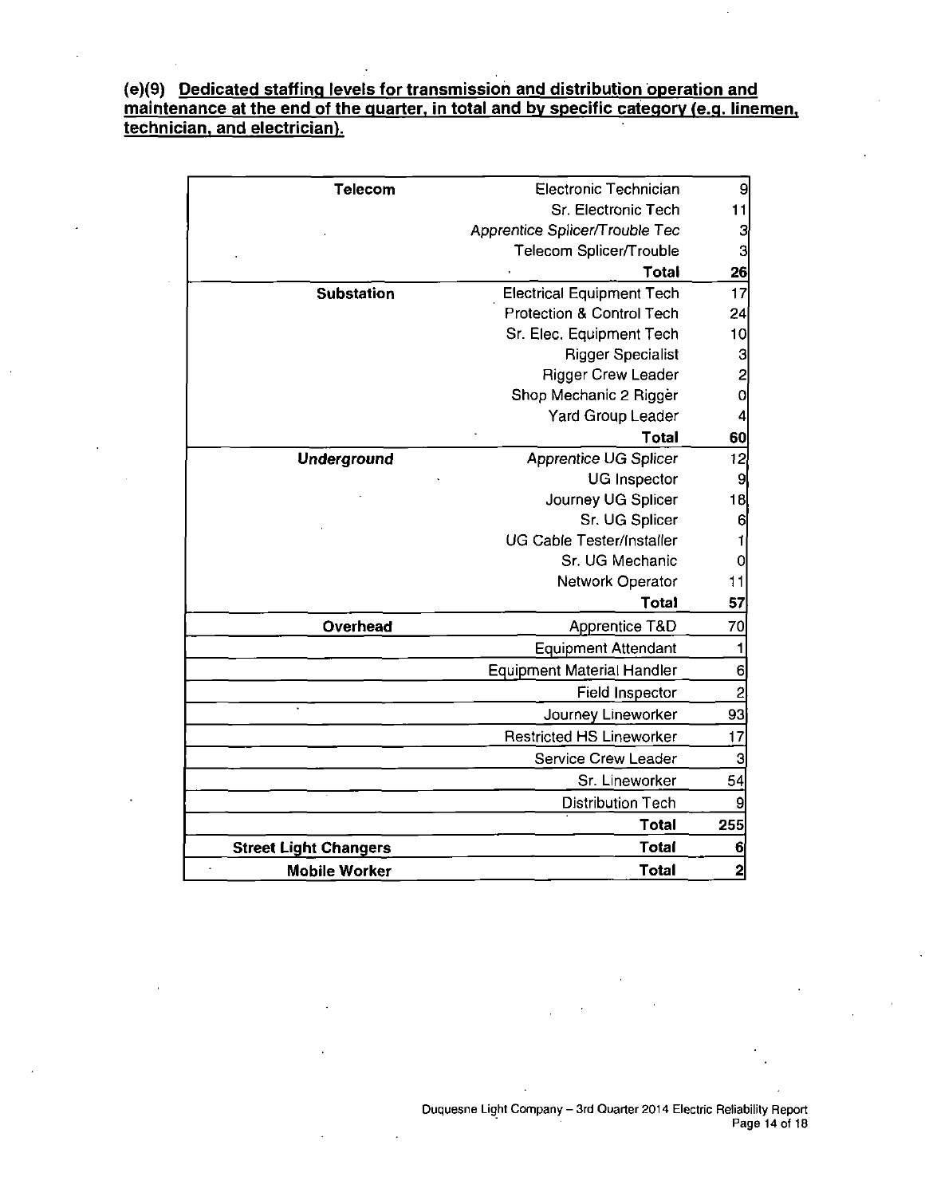**(e)(9) Dedicated staffing levels for transmission and distribution operation and maintenance at the end of the quarter, in total and by specific category (e.g. linemen, technician, and electrician).**

| | | |
|---|---|---|
| **Telecom** | Electronic Technician | 9 |
| | Sr. Electronic Tech | 11 |
| | Apprentice Splicer/Trouble Tec | 3 |
| | Telecom Splicer/Trouble | 3 |
| | **Total** | **26** |
| **Substation** | Electrical Equipment Tech | 17 |
| | Protection & Control Tech | 24 |
| | Sr. Elec. Equipment Tech | 10 |
| | Rigger Specialist | 3 |
| | Rigger Crew Leader | 2 |
| | Shop Mechanic 2 Rigger | 0 |
| | Yard Group Leader | 4 |
| | **Total** | **60** |
| **Underground** | Apprentice UG Splicer | 12 |
| | UG Inspector | 9 |
| | Journey UG Splicer | 18 |
| | Sr. UG Splicer | 6 |
| | UG Cable Tester/Installer | 1 |
| | Sr. UG Mechanic | 0 |
| | Network Operator | 11 |
| | **Total** | **57** |
| **Overhead** | Apprentice T&D | 70 |
| | Equipment Attendant | 1 |
| | Equipment Material Handler | 6 |
| | Field Inspector | 2 |
| | Journey Lineworker | 93 |
| | Restricted HS Lineworker | 17 |
| | Service Crew Leader | 3 |
| | Sr. Lineworker | 54 |
| | Distribution Tech | 9 |
| | **Total** | **255** |
| **Street Light Changers** | **Total** | **6** |
| **Mobile Worker** | **Total** | **2** |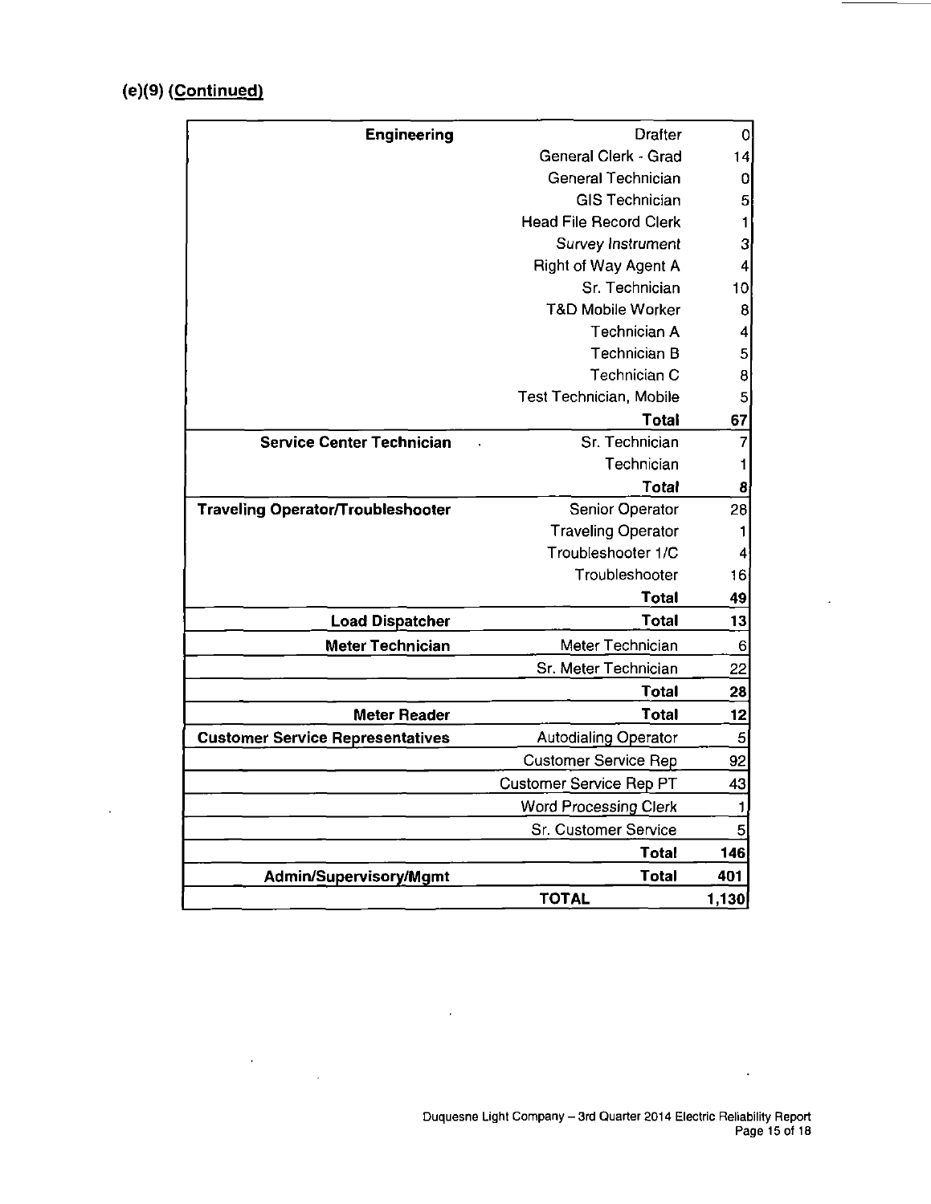**(e)(9) (Continued)**

| | | |
|---|---|---|
| **Engineering** | Drafter | 0 |
| | General Clerk - Grad | 14 |
| | General Technician | 0 |
| | GIS Technician | 5 |
| | Head File Record Clerk | 1 |
| | Survey Instrument | 3 |
| | Right of Way Agent A | 4 |
| | Sr. Technician | 10 |
| | T&D Mobile Worker | 8 |
| | Technician A | 4 |
| | Technician B | 5 |
| | Technician C | 8 |
| | Test Technician, Mobile | 5 |
| | **Total** | **67** |
| **Service Center Technician** | Sr. Technician | 7 |
| | Technician | 1 |
| | **Total** | **8** |
| **Traveling Operator/Troubleshooter** | Senior Operator | 28 |
| | Traveling Operator | 1 |
| | Troubleshooter 1/C | 4 |
| | Troubleshooter | 16 |
| | **Total** | **49** |
| **Load Dispatcher** | **Total** | **13** |
| **Meter Technician** | Meter Technician | 6 |
| | Sr. Meter Technician | 22 |
| | **Total** | **28** |
| **Meter Reader** | **Total** | **12** |
| **Customer Service Representatives** | Autodialing Operator | 5 |
| | Customer Service Rep | 92 |
| | Customer Service Rep PT | 43 |
| | Word Processing Clerk | 1 |
| | Sr. Customer Service | 5 |
| | **Total** | **146** |
| **Admin/Supervisory/Mgmt** | **Total** | **401** |
| | **TOTAL** | **1,130** |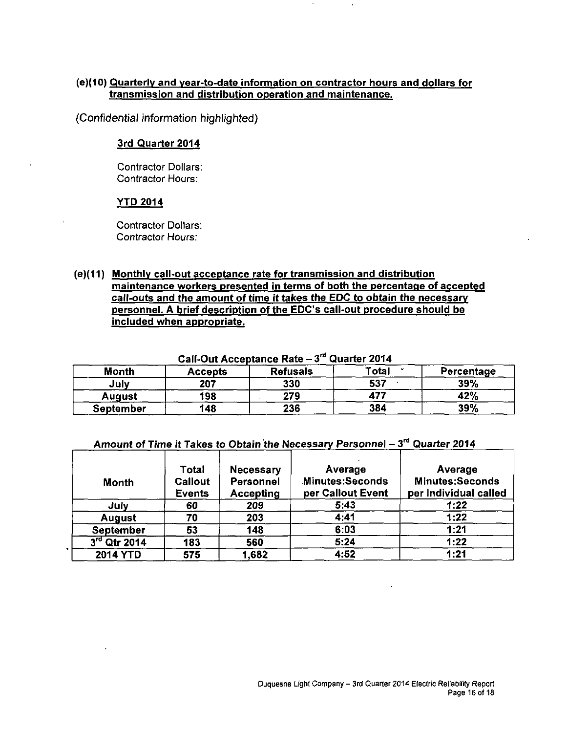**(e)(10) Quarterly and year-to-date information on contractor hours and dollars for transmission and distribution operation and maintenance.**

*(Confidential information highlighted)*

**3rd Quarter 2014**

Contractor Dollars:
Contractor Hours:

**YTD 2014**

Contractor Dollars:
Contractor Hours:

**(e)(11) Monthly call-out acceptance rate for transmission and distribution maintenance workers presented in terms of both the percentage of accepted call-outs and the amount of time it takes the EDC to obtain the necessary personnel. A brief description of the EDC's call-out procedure should be included when appropriate.**

**Call-Out Acceptance Rate – 3rd Quarter 2014**

| Month | Accepts | Refusals | Total | Percentage |
|---|---|---|---|---|
| July | 207 | 330 | 537 | 39% |
| August | 198 | 279 | 477 | 42% |
| September | 148 | 236 | 384 | 39% |

**Amount of Time it Takes to Obtain the Necessary Personnel – 3rd Quarter 2014**

| Month | Total Callout Events | Necessary Personnel Accepting | Average Minutes:Seconds per Callout Event | Average Minutes:Seconds per Individual called |
|---|---|---|---|---|
| July | 60 | 209 | 5:43 | 1:22 |
| August | 70 | 203 | 4:41 | 1:22 |
| September | 53 | 148 | 6:03 | 1:21 |
| 3rd Qtr 2014 | 183 | 560 | 5:24 | 1:22 |
| 2014 YTD | 575 | 1,682 | 4:52 | 1:21 |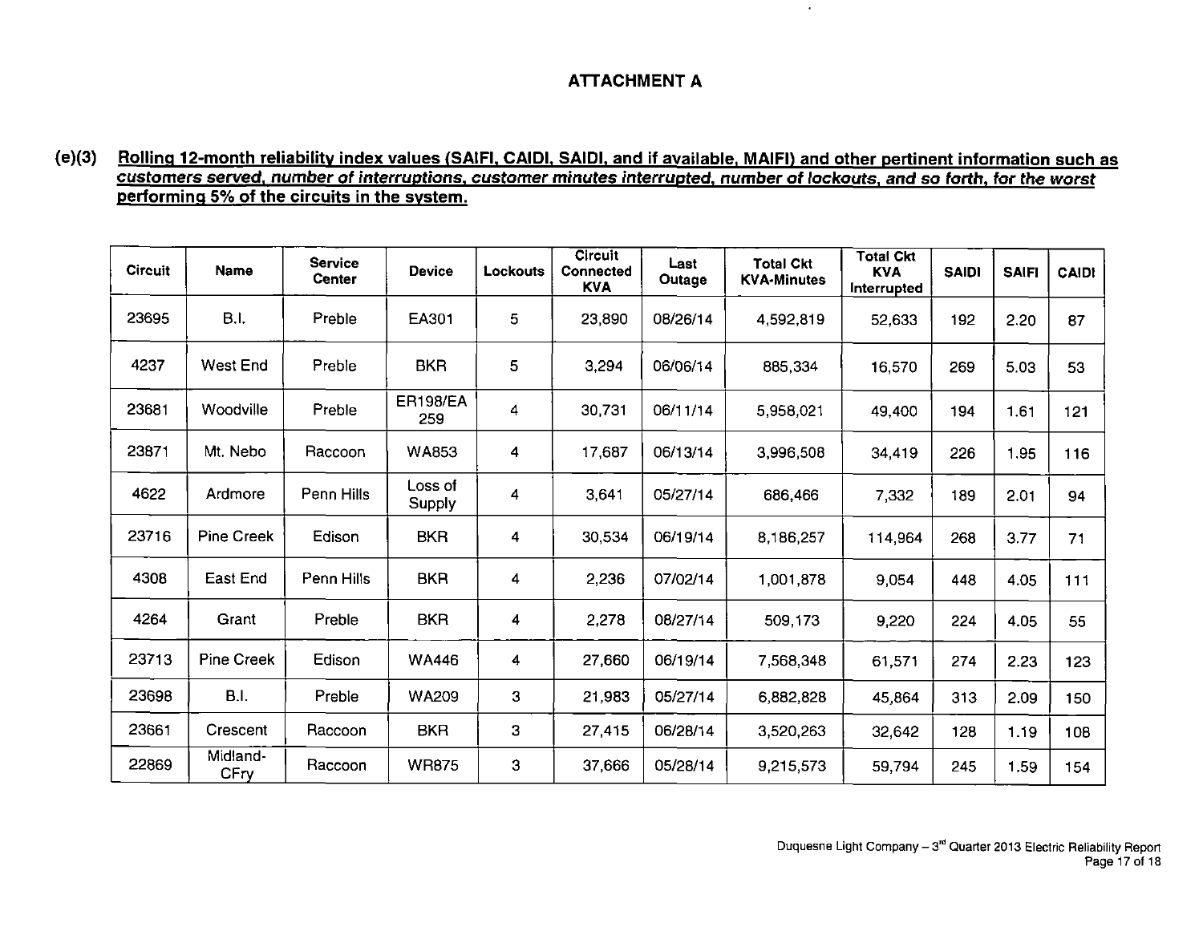## ATTACHMENT A

**(e)(3) Rolling 12-month reliability index values (SAIFI, CAIDI, SAIDI, and if available, MAIFI) and other pertinent information such as customers served, number of interruptions, customer minutes interrupted, number of lockouts, and so forth, for the worst performing 5% of the circuits in the system.**

| Circuit | Name | Service Center | Device | Lockouts | Circuit Connected KVA | Last Outage | Total Ckt KVA-Minutes | Total Ckt KVA Interrupted | SAIDI | SAIFI | CAIDI |
|---|---|---|---|---|---|---|---|---|---|---|---|
| 23695 | B.I. | Preble | EA301 | 5 | 23,890 | 08/26/14 | 4,592,819 | 52,633 | 192 | 2.20 | 87 |
| 4237 | West End | Preble | BKR | 5 | 3,294 | 06/06/14 | 885,334 | 16,570 | 269 | 5.03 | 53 |
| 23681 | Woodville | Preble | ER198/EA 259 | 4 | 30,731 | 06/11/14 | 5,958,021 | 49,400 | 194 | 1.61 | 121 |
| 23871 | Mt. Nebo | Raccoon | WA853 | 4 | 17,687 | 06/13/14 | 3,996,508 | 34,419 | 226 | 1.95 | 116 |
| 4622 | Ardmore | Penn Hills | Loss of Supply | 4 | 3,641 | 05/27/14 | 686,466 | 7,332 | 189 | 2.01 | 94 |
| 23716 | Pine Creek | Edison | BKR | 4 | 30,534 | 06/19/14 | 8,186,257 | 114,964 | 268 | 3.77 | 71 |
| 4308 | East End | Penn Hills | BKR | 4 | 2,236 | 07/02/14 | 1,001,878 | 9,054 | 448 | 4.05 | 111 |
| 4264 | Grant | Preble | BKR | 4 | 2,278 | 08/27/14 | 509,173 | 9,220 | 224 | 4.05 | 55 |
| 23713 | Pine Creek | Edison | WA446 | 4 | 27,660 | 06/19/14 | 7,568,348 | 61,571 | 274 | 2.23 | 123 |
| 23698 | B.I. | Preble | WA209 | 3 | 21,983 | 05/27/14 | 6,882,828 | 45,864 | 313 | 2.09 | 150 |
| 23661 | Crescent | Raccoon | BKR | 3 | 27,415 | 06/28/14 | 3,520,263 | 32,642 | 128 | 1.19 | 108 |
| 22869 | Midland-CFry | Raccoon | WR875 | 3 | 37,666 | 05/28/14 | 9,215,573 | 59,794 | 245 | 1.59 | 154 |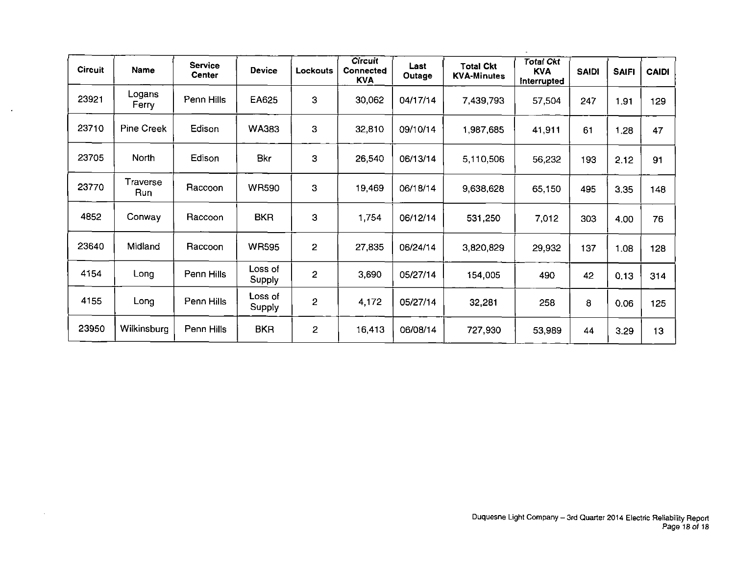| Circuit | Name | Service Center | Device | Lockouts | Circuit Connected KVA | Last Outage | Total Ckt KVA-Minutes | Total Ckt KVA Interrupted | SAIDI | SAIFI | CAIDI |
|---|---|---|---|---|---|---|---|---|---|---|---|
| 23921 | Logans Ferry | Penn Hills | EA625 | 3 | 30,062 | 04/17/14 | 7,439,793 | 57,504 | 247 | 1.91 | 129 |
| 23710 | Pine Creek | Edison | WA383 | 3 | 32,810 | 09/10/14 | 1,987,685 | 41,911 | 61 | 1.28 | 47 |
| 23705 | North | Edison | Bkr | 3 | 26,540 | 06/13/14 | 5,110,506 | 56,232 | 193 | 2.12 | 91 |
| 23770 | Traverse Run | Raccoon | WR590 | 3 | 19,469 | 06/18/14 | 9,638,628 | 65,150 | 495 | 3.35 | 148 |
| 4852 | Conway | Raccoon | BKR | 3 | 1,754 | 06/12/14 | 531,250 | 7,012 | 303 | 4.00 | 76 |
| 23640 | Midland | Raccoon | WR595 | 2 | 27,835 | 06/24/14 | 3,820,829 | 29,932 | 137 | 1.08 | 128 |
| 4154 | Long | Penn Hills | Loss of Supply | 2 | 3,690 | 05/27/14 | 154,005 | 490 | 42 | 0.13 | 314 |
| 4155 | Long | Penn Hills | Loss of Supply | 2 | 4,172 | 05/27/14 | 32,281 | 258 | 8 | 0.06 | 125 |
| 23950 | Wilkinsburg | Penn Hills | BKR | 2 | 16,413 | 06/08/14 | 727,930 | 53,989 | 44 | 3.29 | 13 |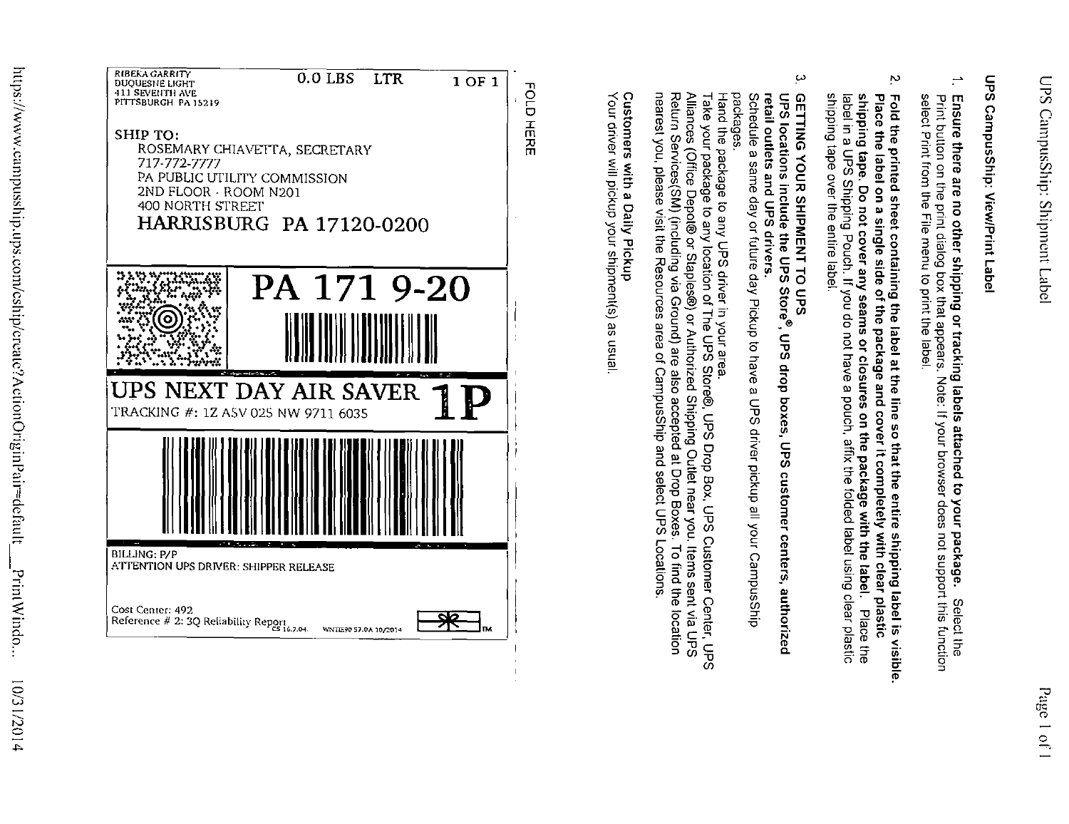UPS CampusShip: Shipment Label

## UPS CampusShip: View/Print Label

1. **Ensure there are no other shipping or tracking labels attached to your package.** Select the Print button on the print dialog box that appears. Note: If your browser does not support this function select Print from the File menu to print the label.
2. **Fold the printed sheet containing the label at the line so that the entire shipping label is visible. Place the label on a single side of the package and cover it completely with clear plastic shipping tape. Do not cover any seams or closures on the package with the label.** Place the label in a UPS Shipping Pouch. If you do not have a pouch, affix the folded label using clear plastic shipping tape over the entire label.
3. **GETTING YOUR SHIPMENT TO UPS**
   **UPS locations include the UPS Store®, UPS drop boxes, UPS customer centers, authorized retail outlets and UPS drivers.**
   Schedule a same day or future day Pickup to have a UPS driver pickup all your CampusShip packages.
   Hand the package to any UPS driver in your area.
   Take your package to any location of The UPS Store®, UPS Drop Box, UPS Customer Center, UPS Alliances (Office Depot® or Staples®) or Authorized Shipping Outlet near you. Items sent via UPS Return Services(SM) (including via Ground) are also accepted at Drop Boxes. To find the location nearest you, please visit the Resources area of CampusShip and select UPS Locations.

**Customers with a Daily Pickup**
Your driver will pickup your shipment(s) as usual.

FOLD HERE

RIBEKA GARRITY
DUQUESNE LIGHT
411 SEVENTH AVE
PITTSBURGH PA 15219

0.0 LBS LTR 1 OF 1

SHIP TO:
ROSEMARY CHIAVETTA, SECRETARY
717-772-7777
PA PUBLIC UTILITY COMMISSION
2ND FLOOR - ROOM N201
400 NORTH STREET
**HARRISBURG PA 17120-0200**

**PA 171 9-20**

**UPS NEXT DAY AIR SAVER 1P**
TRACKING #: 1Z ASV 025 NW 9711 6035

BILLING: P/P
ATTENTION UPS DRIVER: SHIPPER RELEASE

Cost Center: 492
Reference # 2: 3Q Reliability Report
CS 16.7.04. WNTIE90 57.0A 10/2014

https://www.campusship.ups.com/cship/create?ActionOriginPair=default___PrintWindo... 10/31/2014